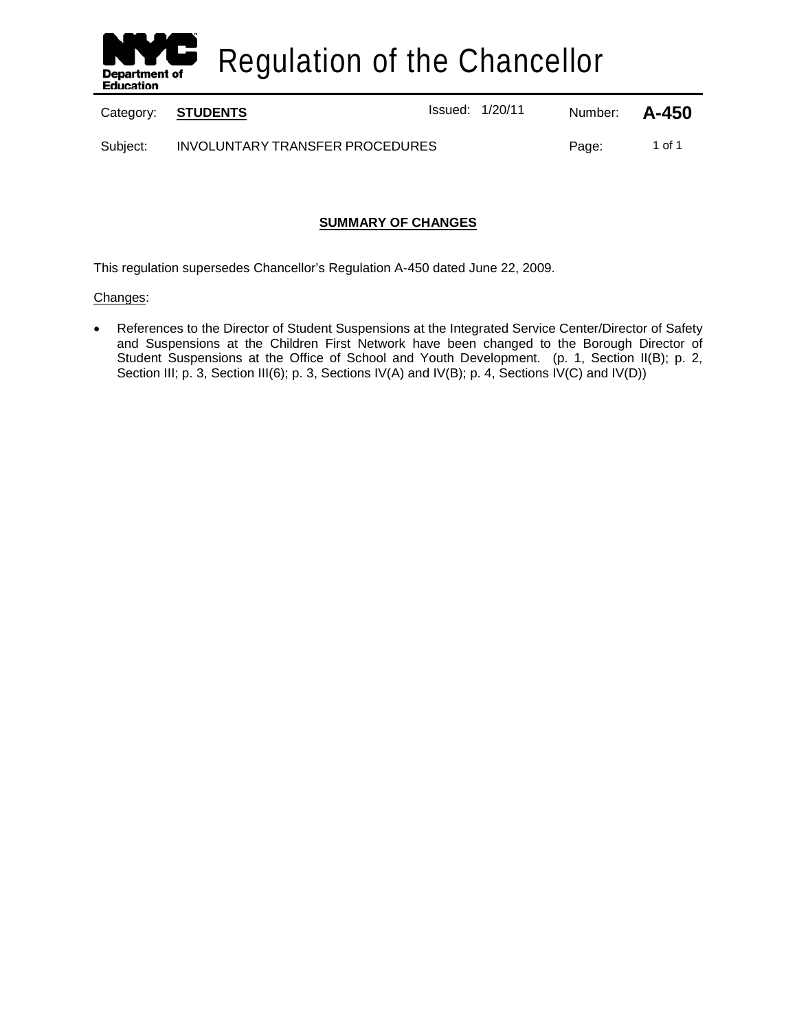# Regulation of the Chancellor

| Category: | **STUDENTS** | Issued: 1/20/11 | Number: | **A-450** |
|---|---|---|---|---|
| Subject: | INVOLUNTARY TRANSFER PROCEDURES | | Page: | 1 of 1 |

## SUMMARY OF CHANGES

This regulation supersedes Chancellor's Regulation A-450 dated June 22, 2009.

Changes:

- References to the Director of Student Suspensions at the Integrated Service Center/Director of Safety and Suspensions at the Children First Network have been changed to the Borough Director of Student Suspensions at the Office of School and Youth Development. (p. 1, Section II(B); p. 2, Section III; p. 3, Section III(6); p. 3, Sections IV(A) and IV(B); p. 4, Sections IV(C) and IV(D))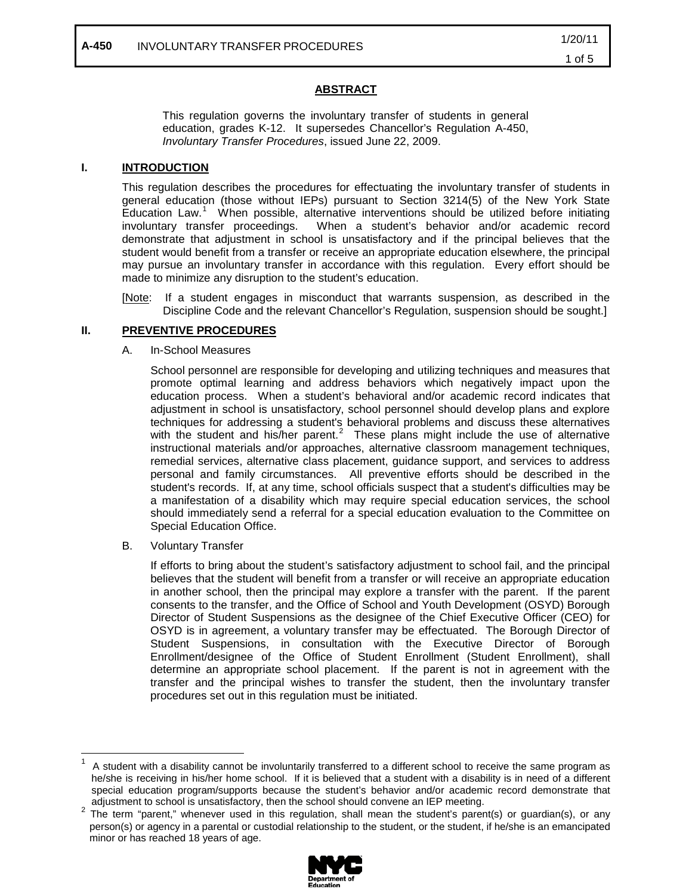## ABSTRACT

This regulation governs the involuntary transfer of students in general education, grades K-12. It supersedes Chancellor's Regulation A-450, *Involuntary Transfer Procedures*, issued June 22, 2009.

## I. INTRODUCTION

This regulation describes the procedures for effectuating the involuntary transfer of students in general education (those without IEPs) pursuant to Section 3214(5) of the New York State Education Law.[1] When possible, alternative interventions should be utilized before initiating involuntary transfer proceedings. When a student's behavior and/or academic record demonstrate that adjustment in school is unsatisfactory and if the principal believes that the student would benefit from a transfer or receive an appropriate education elsewhere, the principal may pursue an involuntary transfer in accordance with this regulation. Every effort should be made to minimize any disruption to the student's education.

[Note: If a student engages in misconduct that warrants suspension, as described in the Discipline Code and the relevant Chancellor's Regulation, suspension should be sought.]

## II. PREVENTIVE PROCEDURES

A. In-School Measures

School personnel are responsible for developing and utilizing techniques and measures that promote optimal learning and address behaviors which negatively impact upon the education process. When a student's behavioral and/or academic record indicates that adjustment in school is unsatisfactory, school personnel should develop plans and explore techniques for addressing a student's behavioral problems and discuss these alternatives with the student and his/her parent.[2] These plans might include the use of alternative instructional materials and/or approaches, alternative classroom management techniques, remedial services, alternative class placement, guidance support, and services to address personal and family circumstances. All preventive efforts should be described in the student's records. If, at any time, school officials suspect that a student's difficulties may be a manifestation of a disability which may require special education services, the school should immediately send a referral for a special education evaluation to the Committee on Special Education Office.

B. Voluntary Transfer

If efforts to bring about the student's satisfactory adjustment to school fail, and the principal believes that the student will benefit from a transfer or will receive an appropriate education in another school, then the principal may explore a transfer with the parent. If the parent consents to the transfer, and the Office of School and Youth Development (OSYD) Borough Director of Student Suspensions as the designee of the Chief Executive Officer (CEO) for OSYD is in agreement, a voluntary transfer may be effectuated. The Borough Director of Student Suspensions, in consultation with the Executive Director of Borough Enrollment/designee of the Office of Student Enrollment (Student Enrollment), shall determine an appropriate school placement. If the parent is not in agreement with the transfer and the principal wishes to transfer the student, then the involuntary transfer procedures set out in this regulation must be initiated.

---

[1] A student with a disability cannot be involuntarily transferred to a different school to receive the same program as he/she is receiving in his/her home school. If it is believed that a student with a disability is in need of a different special education program/supports because the student's behavior and/or academic record demonstrate that adjustment to school is unsatisfactory, then the school should convene an IEP meeting.

[2] The term "parent," whenever used in this regulation, shall mean the student's parent(s) or guardian(s), or any person(s) or agency in a parental or custodial relationship to the student, or the student, if he/she is an emancipated minor or has reached 18 years of age.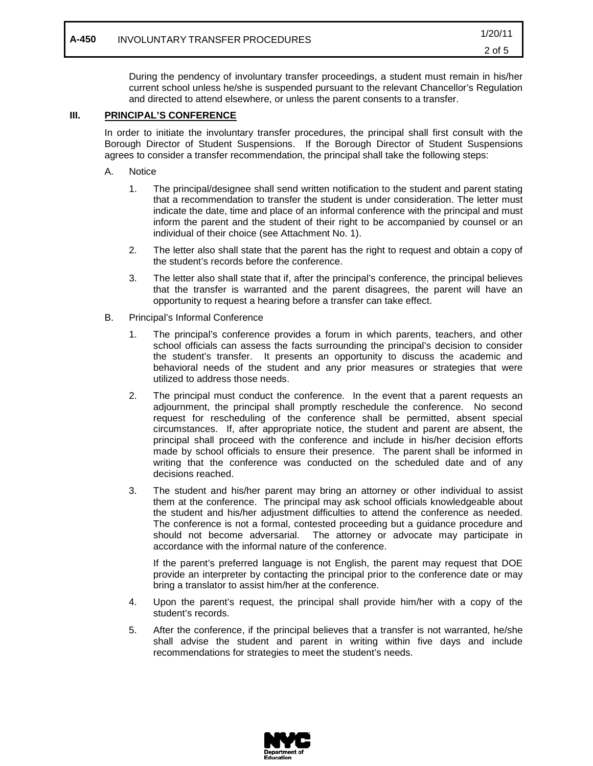During the pendency of involuntary transfer proceedings, a student must remain in his/her current school unless he/she is suspended pursuant to the relevant Chancellor's Regulation and directed to attend elsewhere, or unless the parent consents to a transfer.

## III. PRINCIPAL'S CONFERENCE

In order to initiate the involuntary transfer procedures, the principal shall first consult with the Borough Director of Student Suspensions. If the Borough Director of Student Suspensions agrees to consider a transfer recommendation, the principal shall take the following steps:

A. Notice

1. The principal/designee shall send written notification to the student and parent stating that a recommendation to transfer the student is under consideration. The letter must indicate the date, time and place of an informal conference with the principal and must inform the parent and the student of their right to be accompanied by counsel or an individual of their choice (see Attachment No. 1).

2. The letter also shall state that the parent has the right to request and obtain a copy of the student's records before the conference.

3. The letter also shall state that if, after the principal's conference, the principal believes that the transfer is warranted and the parent disagrees, the parent will have an opportunity to request a hearing before a transfer can take effect.

B. Principal's Informal Conference

1. The principal's conference provides a forum in which parents, teachers, and other school officials can assess the facts surrounding the principal's decision to consider the student's transfer. It presents an opportunity to discuss the academic and behavioral needs of the student and any prior measures or strategies that were utilized to address those needs.

2. The principal must conduct the conference. In the event that a parent requests an adjournment, the principal shall promptly reschedule the conference. No second request for rescheduling of the conference shall be permitted, absent special circumstances. If, after appropriate notice, the student and parent are absent, the principal shall proceed with the conference and include in his/her decision efforts made by school officials to ensure their presence. The parent shall be informed in writing that the conference was conducted on the scheduled date and of any decisions reached.

3. The student and his/her parent may bring an attorney or other individual to assist them at the conference. The principal may ask school officials knowledgeable about the student and his/her adjustment difficulties to attend the conference as needed. The conference is not a formal, contested proceeding but a guidance procedure and should not become adversarial. The attorney or advocate may participate in accordance with the informal nature of the conference.

   If the parent's preferred language is not English, the parent may request that DOE provide an interpreter by contacting the principal prior to the conference date or may bring a translator to assist him/her at the conference.

4. Upon the parent's request, the principal shall provide him/her with a copy of the student's records.

5. After the conference, if the principal believes that a transfer is not warranted, he/she shall advise the student and parent in writing within five days and include recommendations for strategies to meet the student's needs.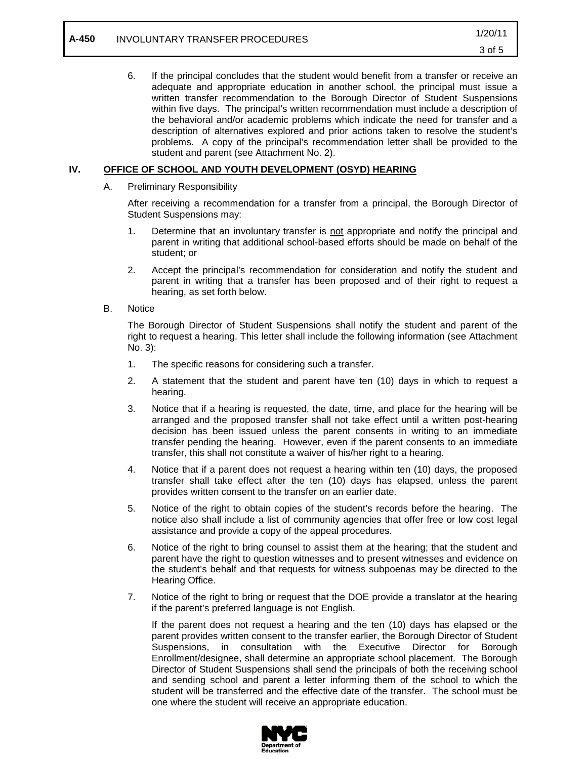6. If the principal concludes that the student would benefit from a transfer or receive an adequate and appropriate education in another school, the principal must issue a written transfer recommendation to the Borough Director of Student Suspensions within five days. The principal's written recommendation must include a description of the behavioral and/or academic problems which indicate the need for transfer and a description of alternatives explored and prior actions taken to resolve the student's problems. A copy of the principal's recommendation letter shall be provided to the student and parent (see Attachment No. 2).

## IV. OFFICE OF SCHOOL AND YOUTH DEVELOPMENT (OSYD) HEARING

A. Preliminary Responsibility

After receiving a recommendation for a transfer from a principal, the Borough Director of Student Suspensions may:

1. Determine that an involuntary transfer is not appropriate and notify the principal and parent in writing that additional school-based efforts should be made on behalf of the student; or

2. Accept the principal's recommendation for consideration and notify the student and parent in writing that a transfer has been proposed and of their right to request a hearing, as set forth below.

B. Notice

The Borough Director of Student Suspensions shall notify the student and parent of the right to request a hearing. This letter shall include the following information (see Attachment No. 3):

1. The specific reasons for considering such a transfer.

2. A statement that the student and parent have ten (10) days in which to request a hearing.

3. Notice that if a hearing is requested, the date, time, and place for the hearing will be arranged and the proposed transfer shall not take effect until a written post-hearing decision has been issued unless the parent consents in writing to an immediate transfer pending the hearing. However, even if the parent consents to an immediate transfer, this shall not constitute a waiver of his/her right to a hearing.

4. Notice that if a parent does not request a hearing within ten (10) days, the proposed transfer shall take effect after the ten (10) days has elapsed, unless the parent provides written consent to the transfer on an earlier date.

5. Notice of the right to obtain copies of the student's records before the hearing. The notice also shall include a list of community agencies that offer free or low cost legal assistance and provide a copy of the appeal procedures.

6. Notice of the right to bring counsel to assist them at the hearing; that the student and parent have the right to question witnesses and to present witnesses and evidence on the student's behalf and that requests for witness subpoenas may be directed to the Hearing Office.

7. Notice of the right to bring or request that the DOE provide a translator at the hearing if the parent's preferred language is not English.

If the parent does not request a hearing and the ten (10) days has elapsed or the parent provides written consent to the transfer earlier, the Borough Director of Student Suspensions, in consultation with the Executive Director for Borough Enrollment/designee, shall determine an appropriate school placement. The Borough Director of Student Suspensions shall send the principals of both the receiving school and sending school and parent a letter informing them of the school to which the student will be transferred and the effective date of the transfer. The school must be one where the student will receive an appropriate education.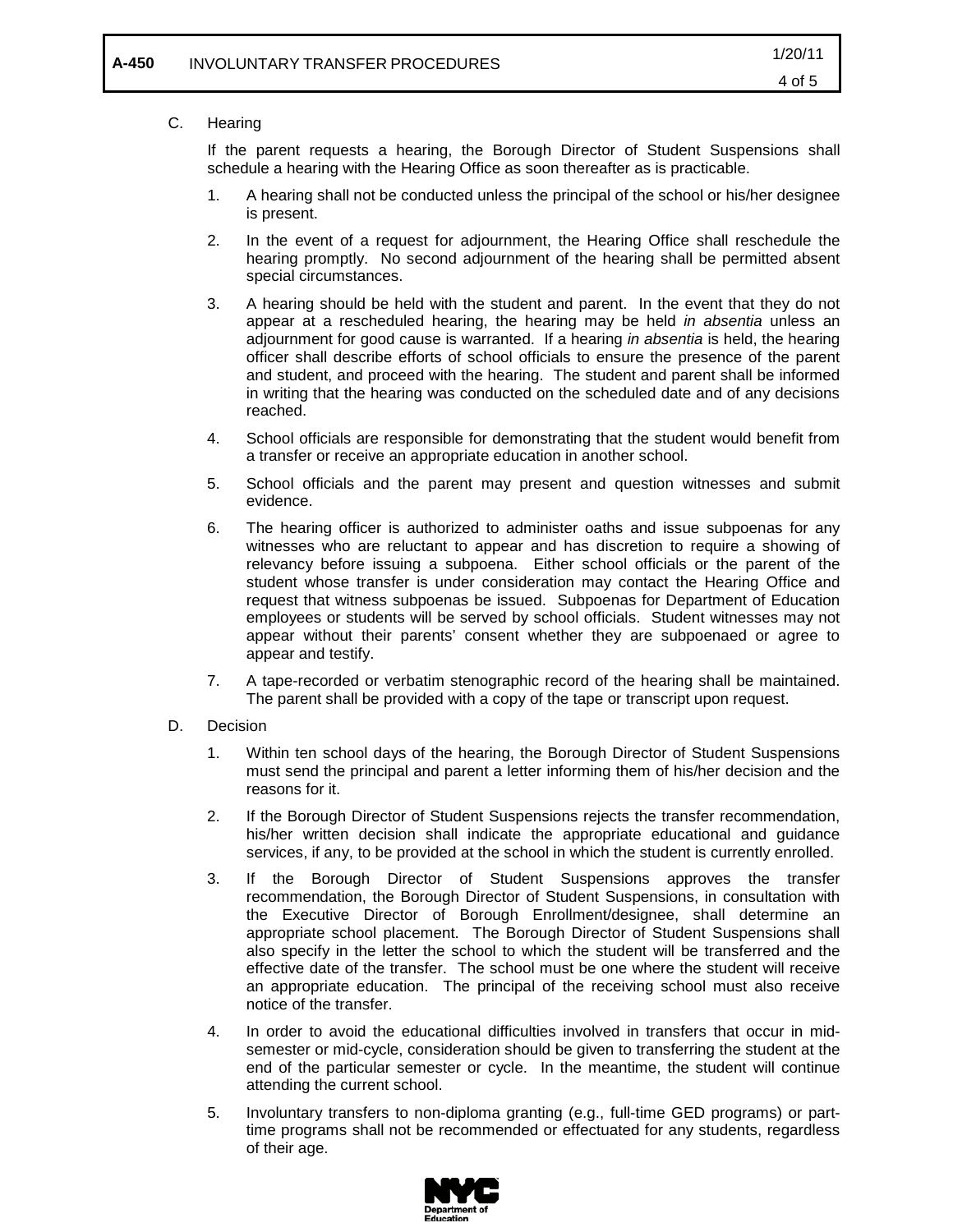C. Hearing

If the parent requests a hearing, the Borough Director of Student Suspensions shall schedule a hearing with the Hearing Office as soon thereafter as is practicable.

1. A hearing shall not be conducted unless the principal of the school or his/her designee is present.

2. In the event of a request for adjournment, the Hearing Office shall reschedule the hearing promptly. No second adjournment of the hearing shall be permitted absent special circumstances.

3. A hearing should be held with the student and parent. In the event that they do not appear at a rescheduled hearing, the hearing may be held *in absentia* unless an adjournment for good cause is warranted. If a hearing *in absentia* is held, the hearing officer shall describe efforts of school officials to ensure the presence of the parent and student, and proceed with the hearing. The student and parent shall be informed in writing that the hearing was conducted on the scheduled date and of any decisions reached.

4. School officials are responsible for demonstrating that the student would benefit from a transfer or receive an appropriate education in another school.

5. School officials and the parent may present and question witnesses and submit evidence.

6. The hearing officer is authorized to administer oaths and issue subpoenas for any witnesses who are reluctant to appear and has discretion to require a showing of relevancy before issuing a subpoena. Either school officials or the parent of the student whose transfer is under consideration may contact the Hearing Office and request that witness subpoenas be issued. Subpoenas for Department of Education employees or students will be served by school officials. Student witnesses may not appear without their parents' consent whether they are subpoenaed or agree to appear and testify.

7. A tape-recorded or verbatim stenographic record of the hearing shall be maintained. The parent shall be provided with a copy of the tape or transcript upon request.

D. Decision

1. Within ten school days of the hearing, the Borough Director of Student Suspensions must send the principal and parent a letter informing them of his/her decision and the reasons for it.

2. If the Borough Director of Student Suspensions rejects the transfer recommendation, his/her written decision shall indicate the appropriate educational and guidance services, if any, to be provided at the school in which the student is currently enrolled.

3. If the Borough Director of Student Suspensions approves the transfer recommendation, the Borough Director of Student Suspensions, in consultation with the Executive Director of Borough Enrollment/designee, shall determine an appropriate school placement. The Borough Director of Student Suspensions shall also specify in the letter the school to which the student will be transferred and the effective date of the transfer. The school must be one where the student will receive an appropriate education. The principal of the receiving school must also receive notice of the transfer.

4. In order to avoid the educational difficulties involved in transfers that occur in mid-semester or mid-cycle, consideration should be given to transferring the student at the end of the particular semester or cycle. In the meantime, the student will continue attending the current school.

5. Involuntary transfers to non-diploma granting (e.g., full-time GED programs) or part-time programs shall not be recommended or effectuated for any students, regardless of their age.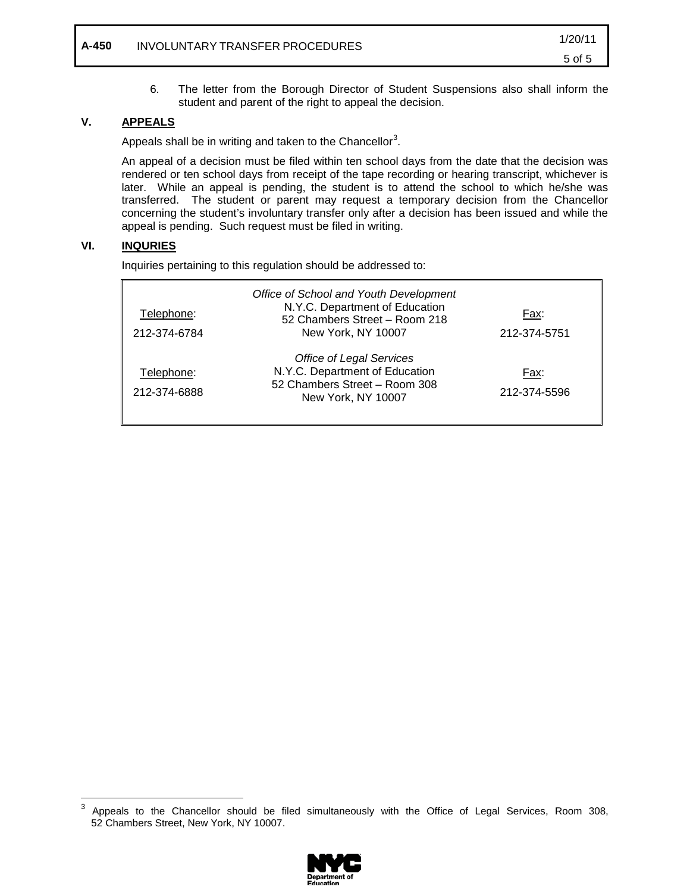6. The letter from the Borough Director of Student Suspensions also shall inform the student and parent of the right to appeal the decision.

## V. APPEALS

Appeals shall be in writing and taken to the Chancellor[3].

An appeal of a decision must be filed within ten school days from the date that the decision was rendered or ten school days from receipt of the tape recording or hearing transcript, whichever is later. While an appeal is pending, the student is to attend the school to which he/she was transferred. The student or parent may request a temporary decision from the Chancellor concerning the student's involuntary transfer only after a decision has been issued and while the appeal is pending. Such request must be filed in writing.

## VI. INQURIES

Inquiries pertaining to this regulation should be addressed to:

| Telephone: | Office | Fax: |
|---|---|---|
| 212-374-6784 | *Office of School and Youth Development*<br>N.Y.C. Department of Education<br>52 Chambers Street – Room 218<br>New York, NY 10007 | 212-374-5751 |
| 212-374-6888 | *Office of Legal Services*<br>N.Y.C. Department of Education<br>52 Chambers Street – Room 308<br>New York, NY 10007 | 212-374-5596 |

[3] Appeals to the Chancellor should be filed simultaneously with the Office of Legal Services, Room 308, 52 Chambers Street, New York, NY 10007.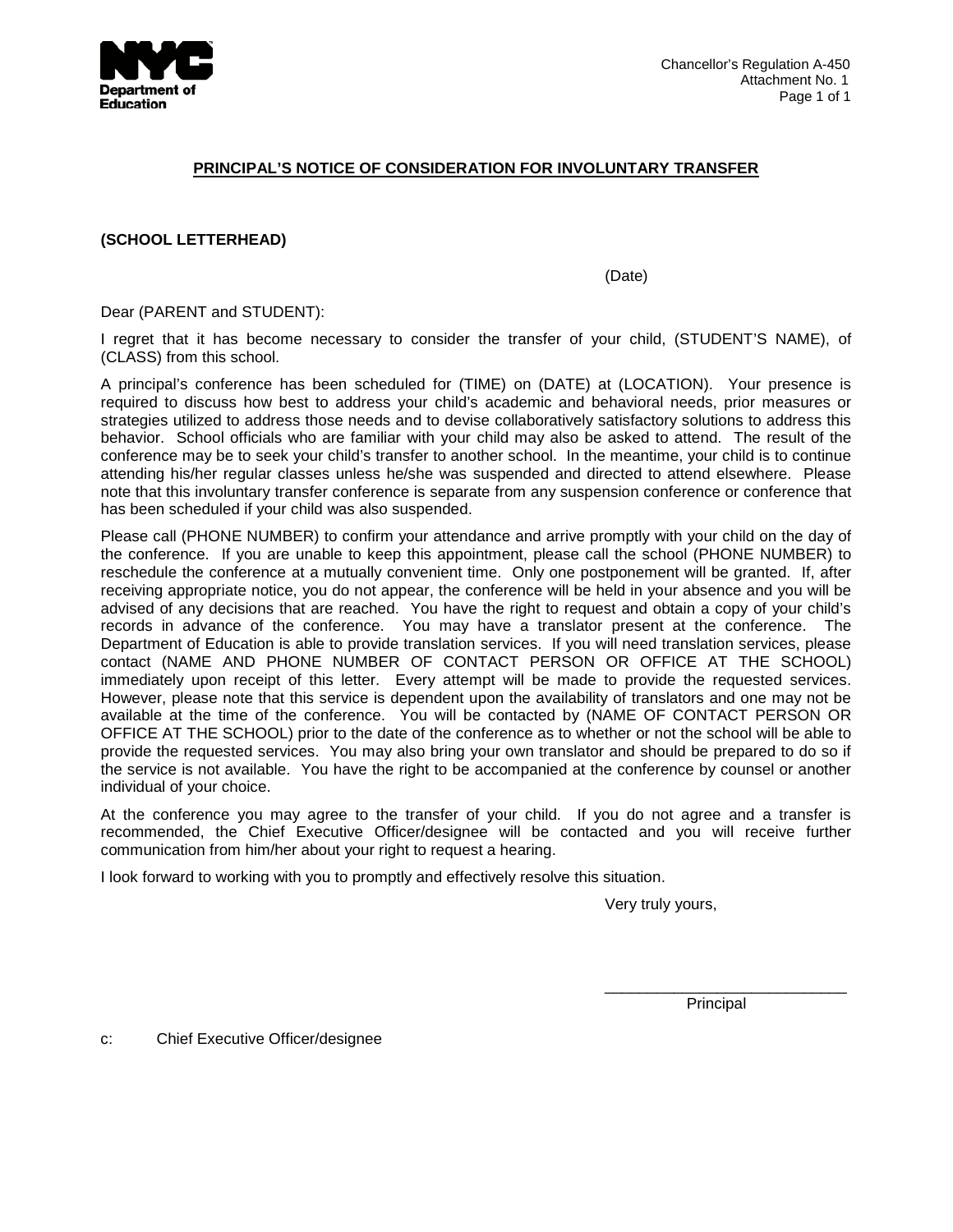Chancellor's Regulation A-450
Attachment No. 1

## PRINCIPAL'S NOTICE OF CONSIDERATION FOR INVOLUNTARY TRANSFER

**(SCHOOL LETTERHEAD)**

(Date)

Dear (PARENT and STUDENT):

I regret that it has become necessary to consider the transfer of your child, (STUDENT'S NAME), of (CLASS) from this school.

A principal's conference has been scheduled for (TIME) on (DATE) at (LOCATION). Your presence is required to discuss how best to address your child's academic and behavioral needs, prior measures or strategies utilized to address those needs and to devise collaboratively satisfactory solutions to address this behavior. School officials who are familiar with your child may also be asked to attend. The result of the conference may be to seek your child's transfer to another school. In the meantime, your child is to continue attending his/her regular classes unless he/she was suspended and directed to attend elsewhere. Please note that this involuntary transfer conference is separate from any suspension conference or conference that has been scheduled if your child was also suspended.

Please call (PHONE NUMBER) to confirm your attendance and arrive promptly with your child on the day of the conference. If you are unable to keep this appointment, please call the school (PHONE NUMBER) to reschedule the conference at a mutually convenient time. Only one postponement will be granted. If, after receiving appropriate notice, you do not appear, the conference will be held in your absence and you will be advised of any decisions that are reached. You have the right to request and obtain a copy of your child's records in advance of the conference. You may have a translator present at the conference. The Department of Education is able to provide translation services. If you will need translation services, please contact (NAME AND PHONE NUMBER OF CONTACT PERSON OR OFFICE AT THE SCHOOL) immediately upon receipt of this letter. Every attempt will be made to provide the requested services. However, please note that this service is dependent upon the availability of translators and one may not be available at the time of the conference. You will be contacted by (NAME OF CONTACT PERSON OR OFFICE AT THE SCHOOL) prior to the date of the conference as to whether or not the school will be able to provide the requested services. You may also bring your own translator and should be prepared to do so if the service is not available. You have the right to be accompanied at the conference by counsel or another individual of your choice.

At the conference you may agree to the transfer of your child. If you do not agree and a transfer is recommended, the Chief Executive Officer/designee will be contacted and you will receive further communication from him/her about your right to request a hearing.

I look forward to working with you to promptly and effectively resolve this situation.

Very truly yours,

\_\_\_\_\_\_\_\_\_\_\_\_\_\_\_\_\_\_\_\_\_\_\_\_\_\_\_\_
Principal

c: Chief Executive Officer/designee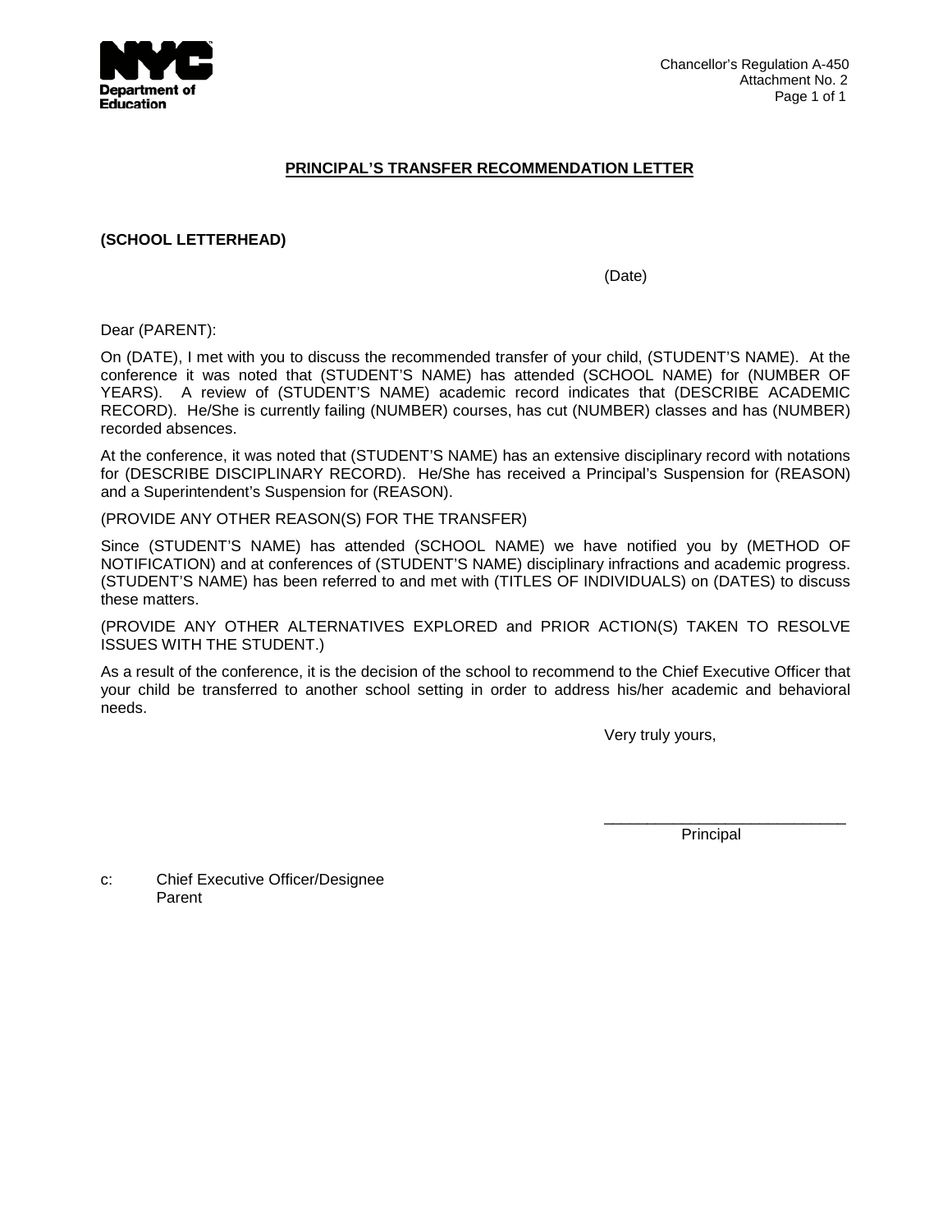Chancellor's Regulation A-450
Attachment No. 2

## PRINCIPAL'S TRANSFER RECOMMENDATION LETTER

**(SCHOOL LETTERHEAD)**

(Date)

Dear (PARENT):

On (DATE), I met with you to discuss the recommended transfer of your child, (STUDENT'S NAME). At the conference it was noted that (STUDENT'S NAME) has attended (SCHOOL NAME) for (NUMBER OF YEARS). A review of (STUDENT'S NAME) academic record indicates that (DESCRIBE ACADEMIC RECORD). He/She is currently failing (NUMBER) courses, has cut (NUMBER) classes and has (NUMBER) recorded absences.

At the conference, it was noted that (STUDENT'S NAME) has an extensive disciplinary record with notations for (DESCRIBE DISCIPLINARY RECORD). He/She has received a Principal's Suspension for (REASON) and a Superintendent's Suspension for (REASON).

(PROVIDE ANY OTHER REASON(S) FOR THE TRANSFER)

Since (STUDENT'S NAME) has attended (SCHOOL NAME) we have notified you by (METHOD OF NOTIFICATION) and at conferences of (STUDENT'S NAME) disciplinary infractions and academic progress. (STUDENT'S NAME) has been referred to and met with (TITLES OF INDIVIDUALS) on (DATES) to discuss these matters.

(PROVIDE ANY OTHER ALTERNATIVES EXPLORED and PRIOR ACTION(S) TAKEN TO RESOLVE ISSUES WITH THE STUDENT.)

As a result of the conference, it is the decision of the school to recommend to the Chief Executive Officer that your child be transferred to another school setting in order to address his/her academic and behavioral needs.

Very truly yours,

____________________________
Principal

c: Chief Executive Officer/Designee
Parent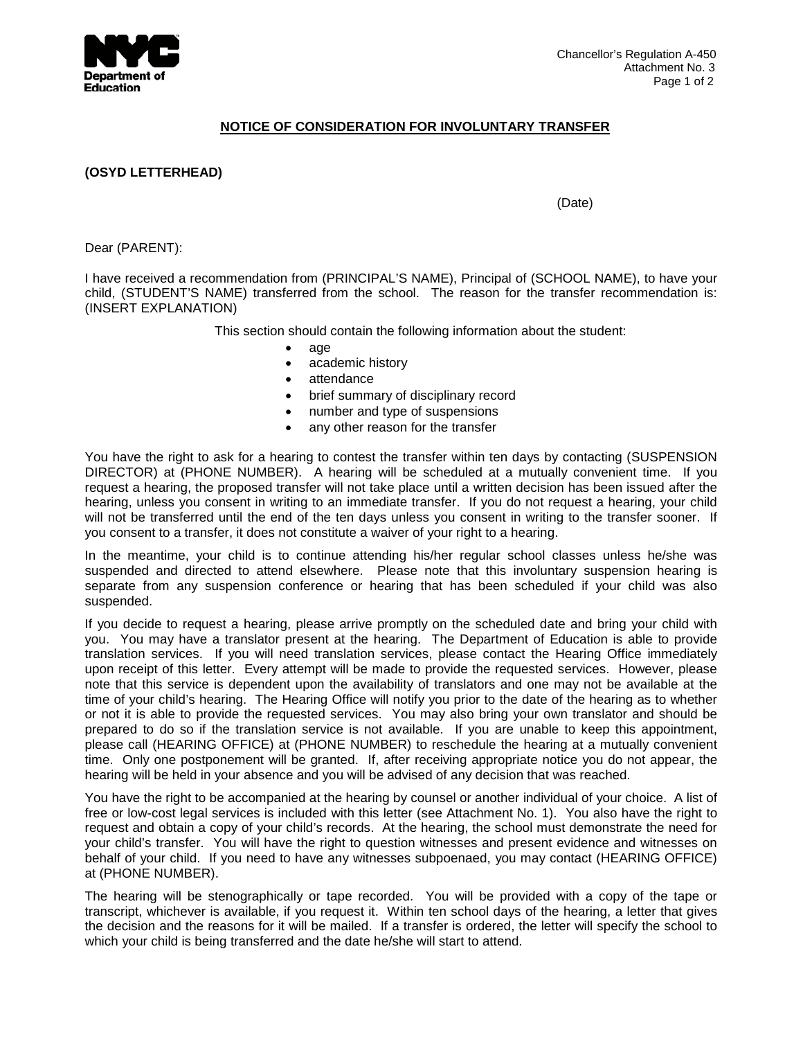Chancellor's Regulation A-450
Attachment No. 3

## NOTICE OF CONSIDERATION FOR INVOLUNTARY TRANSFER

**(OSYD LETTERHEAD)**

(Date)

Dear (PARENT):

I have received a recommendation from (PRINCIPAL'S NAME), Principal of (SCHOOL NAME), to have your child, (STUDENT'S NAME) transferred from the school. The reason for the transfer recommendation is: (INSERT EXPLANATION)

This section should contain the following information about the student:

- age
- academic history
- attendance
- brief summary of disciplinary record
- number and type of suspensions
- any other reason for the transfer

You have the right to ask for a hearing to contest the transfer within ten days by contacting (SUSPENSION DIRECTOR) at (PHONE NUMBER). A hearing will be scheduled at a mutually convenient time. If you request a hearing, the proposed transfer will not take place until a written decision has been issued after the hearing, unless you consent in writing to an immediate transfer. If you do not request a hearing, your child will not be transferred until the end of the ten days unless you consent in writing to the transfer sooner. If you consent to a transfer, it does not constitute a waiver of your right to a hearing.

In the meantime, your child is to continue attending his/her regular school classes unless he/she was suspended and directed to attend elsewhere. Please note that this involuntary suspension hearing is separate from any suspension conference or hearing that has been scheduled if your child was also suspended.

If you decide to request a hearing, please arrive promptly on the scheduled date and bring your child with you. You may have a translator present at the hearing. The Department of Education is able to provide translation services. If you will need translation services, please contact the Hearing Office immediately upon receipt of this letter. Every attempt will be made to provide the requested services. However, please note that this service is dependent upon the availability of translators and one may not be available at the time of your child's hearing. The Hearing Office will notify you prior to the date of the hearing as to whether or not it is able to provide the requested services. You may also bring your own translator and should be prepared to do so if the translation service is not available. If you are unable to keep this appointment, please call (HEARING OFFICE) at (PHONE NUMBER) to reschedule the hearing at a mutually convenient time. Only one postponement will be granted. If, after receiving appropriate notice you do not appear, the hearing will be held in your absence and you will be advised of any decision that was reached.

You have the right to be accompanied at the hearing by counsel or another individual of your choice. A list of free or low-cost legal services is included with this letter (see Attachment No. 1). You also have the right to request and obtain a copy of your child's records. At the hearing, the school must demonstrate the need for your child's transfer. You will have the right to question witnesses and present evidence and witnesses on behalf of your child. If you need to have any witnesses subpoenaed, you may contact (HEARING OFFICE) at (PHONE NUMBER).

The hearing will be stenographically or tape recorded. You will be provided with a copy of the tape or transcript, whichever is available, if you request it. Within ten school days of the hearing, a letter that gives the decision and the reasons for it will be mailed. If a transfer is ordered, the letter will specify the school to which your child is being transferred and the date he/she will start to attend.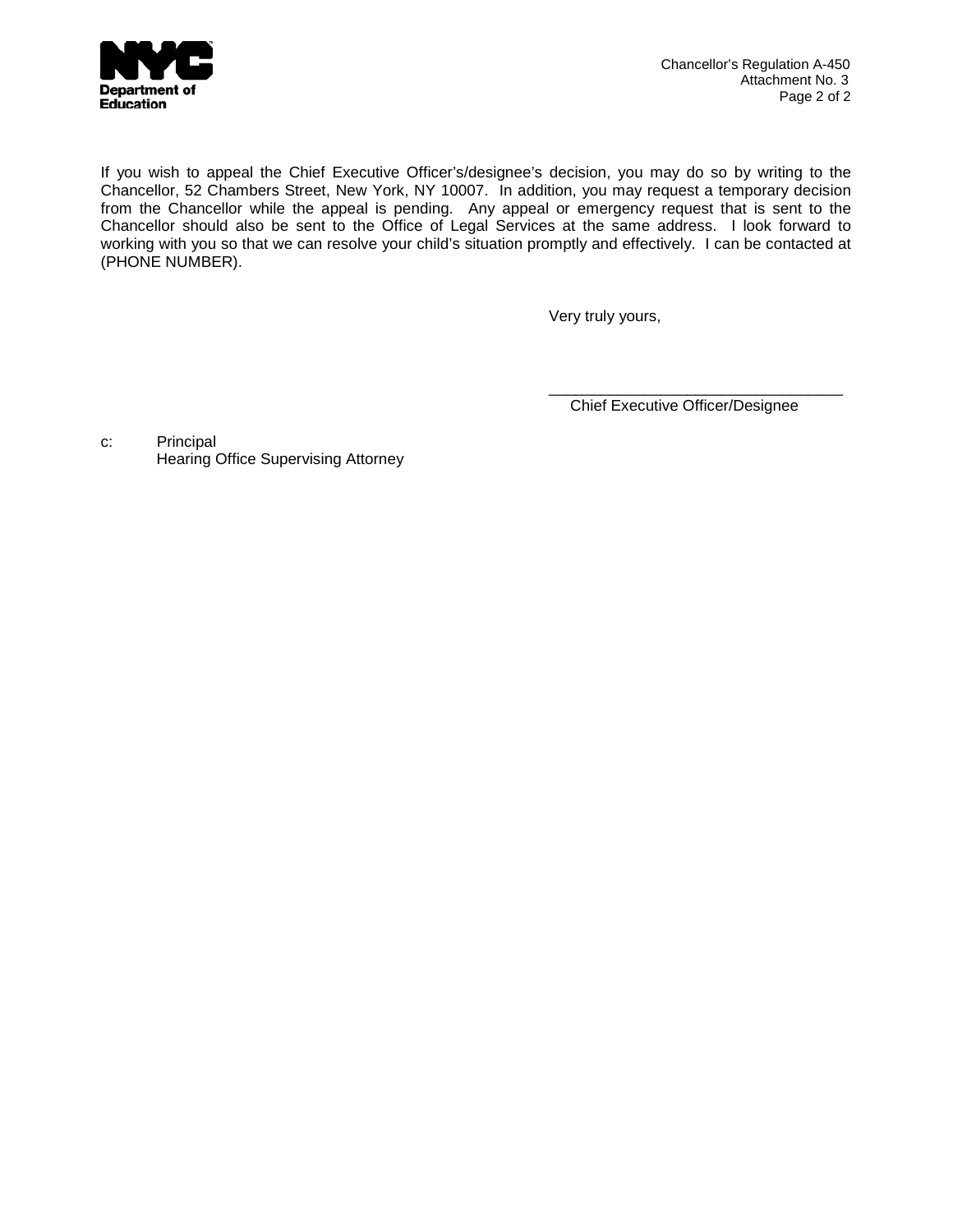If you wish to appeal the Chief Executive Officer's/designee's decision, you may do so by writing to the Chancellor, 52 Chambers Street, New York, NY 10007. In addition, you may request a temporary decision from the Chancellor while the appeal is pending. Any appeal or emergency request that is sent to the Chancellor should also be sent to the Office of Legal Services at the same address. I look forward to working with you so that we can resolve your child's situation promptly and effectively. I can be contacted at (PHONE NUMBER).

Very truly yours,

___________________________________
Chief Executive Officer/Designee

c: Principal
Hearing Office Supervising Attorney